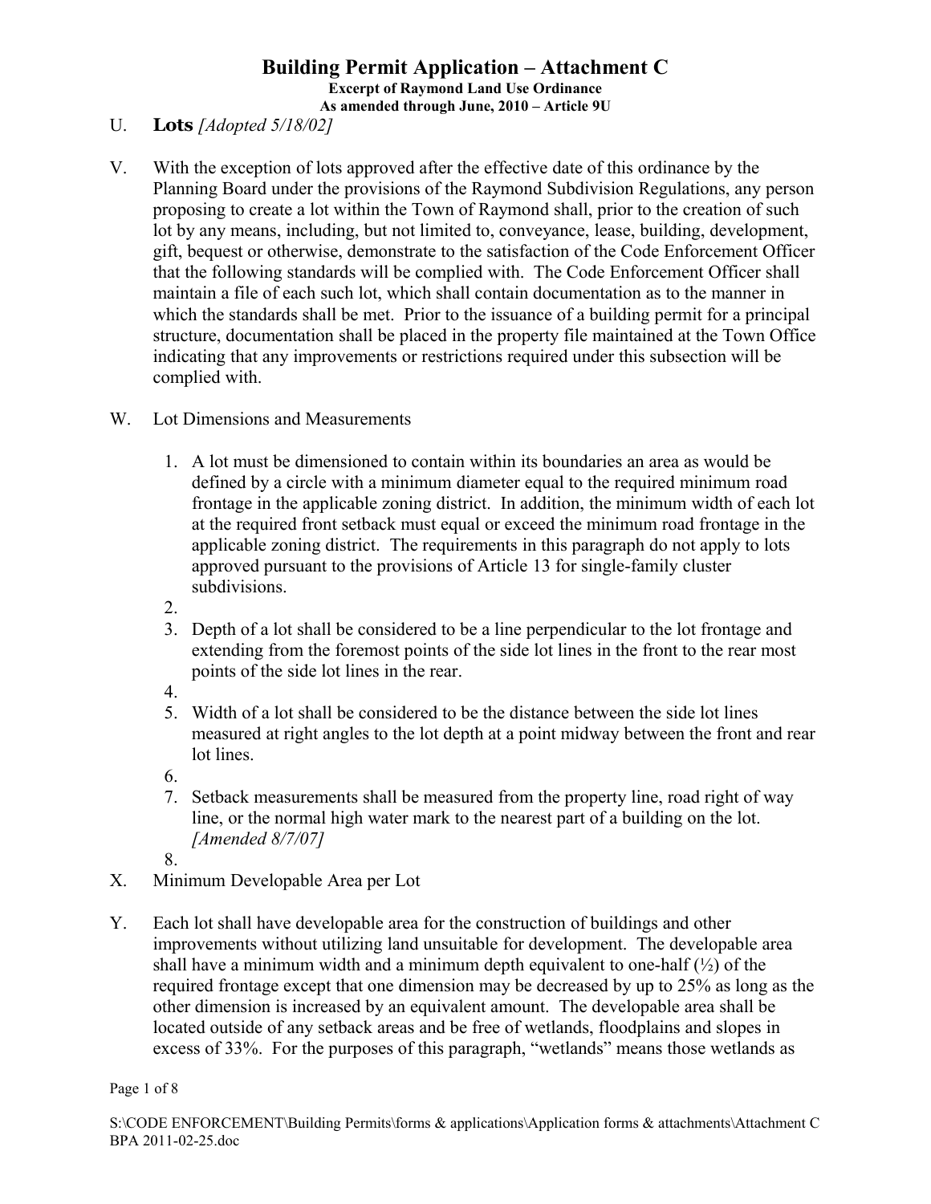# Building Permit Application – Attachment C

**Excerpt of Raymond Land Use Ordinance**
**As amended through June, 2010 – Article 9U**

U. **Lots** *[Adopted 5/18/02]*

V. With the exception of lots approved after the effective date of this ordinance by the Planning Board under the provisions of the Raymond Subdivision Regulations, any person proposing to create a lot within the Town of Raymond shall, prior to the creation of such lot by any means, including, but not limited to, conveyance, lease, building, development, gift, bequest or otherwise, demonstrate to the satisfaction of the Code Enforcement Officer that the following standards will be complied with. The Code Enforcement Officer shall maintain a file of each such lot, which shall contain documentation as to the manner in which the standards shall be met. Prior to the issuance of a building permit for a principal structure, documentation shall be placed in the property file maintained at the Town Office indicating that any improvements or restrictions required under this subsection will be complied with.

W. Lot Dimensions and Measurements

1. A lot must be dimensioned to contain within its boundaries an area as would be defined by a circle with a minimum diameter equal to the required minimum road frontage in the applicable zoning district. In addition, the minimum width of each lot at the required front setback must equal or exceed the minimum road frontage in the applicable zoning district. The requirements in this paragraph do not apply to lots approved pursuant to the provisions of Article 13 for single-family cluster subdivisions.
2. 
3. Depth of a lot shall be considered to be a line perpendicular to the lot frontage and extending from the foremost points of the side lot lines in the front to the rear most points of the side lot lines in the rear.
4. 
5. Width of a lot shall be considered to be the distance between the side lot lines measured at right angles to the lot depth at a point midway between the front and rear lot lines.
6. 
7. Setback measurements shall be measured from the property line, road right of way line, or the normal high water mark to the nearest part of a building on the lot. *[Amended 8/7/07]*
8. 

X. Minimum Developable Area per Lot

Y. Each lot shall have developable area for the construction of buildings and other improvements without utilizing land unsuitable for development. The developable area shall have a minimum width and a minimum depth equivalent to one-half (½) of the required frontage except that one dimension may be decreased by up to 25% as long as the other dimension is increased by an equivalent amount. The developable area shall be located outside of any setback areas and be free of wetlands, floodplains and slopes in excess of 33%. For the purposes of this paragraph, "wetlands" means those wetlands as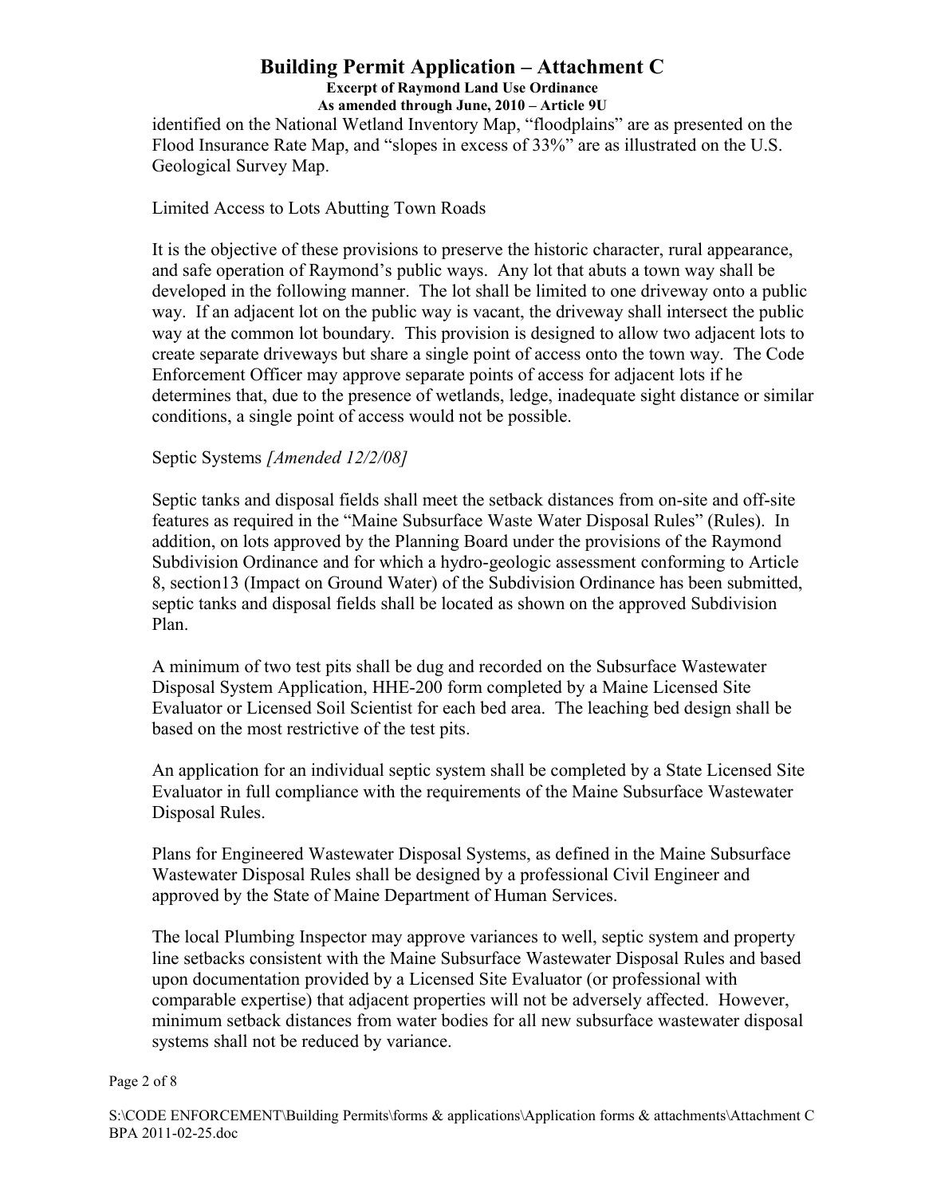identified on the National Wetland Inventory Map, "floodplains" are as presented on the Flood Insurance Rate Map, and "slopes in excess of 33%" are as illustrated on the U.S. Geological Survey Map.

Limited Access to Lots Abutting Town Roads

It is the objective of these provisions to preserve the historic character, rural appearance, and safe operation of Raymond's public ways. Any lot that abuts a town way shall be developed in the following manner. The lot shall be limited to one driveway onto a public way. If an adjacent lot on the public way is vacant, the driveway shall intersect the public way at the common lot boundary. This provision is designed to allow two adjacent lots to create separate driveways but share a single point of access onto the town way. The Code Enforcement Officer may approve separate points of access for adjacent lots if he determines that, due to the presence of wetlands, ledge, inadequate sight distance or similar conditions, a single point of access would not be possible.

Septic Systems *[Amended 12/2/08]*

Septic tanks and disposal fields shall meet the setback distances from on-site and off-site features as required in the "Maine Subsurface Waste Water Disposal Rules" (Rules). In addition, on lots approved by the Planning Board under the provisions of the Raymond Subdivision Ordinance and for which a hydro-geologic assessment conforming to Article 8, section13 (Impact on Ground Water) of the Subdivision Ordinance has been submitted, septic tanks and disposal fields shall be located as shown on the approved Subdivision Plan.

A minimum of two test pits shall be dug and recorded on the Subsurface Wastewater Disposal System Application, HHE-200 form completed by a Maine Licensed Site Evaluator or Licensed Soil Scientist for each bed area. The leaching bed design shall be based on the most restrictive of the test pits.

An application for an individual septic system shall be completed by a State Licensed Site Evaluator in full compliance with the requirements of the Maine Subsurface Wastewater Disposal Rules.

Plans for Engineered Wastewater Disposal Systems, as defined in the Maine Subsurface Wastewater Disposal Rules shall be designed by a professional Civil Engineer and approved by the State of Maine Department of Human Services.

The local Plumbing Inspector may approve variances to well, septic system and property line setbacks consistent with the Maine Subsurface Wastewater Disposal Rules and based upon documentation provided by a Licensed Site Evaluator (or professional with comparable expertise) that adjacent properties will not be adversely affected. However, minimum setback distances from water bodies for all new subsurface wastewater disposal systems shall not be reduced by variance.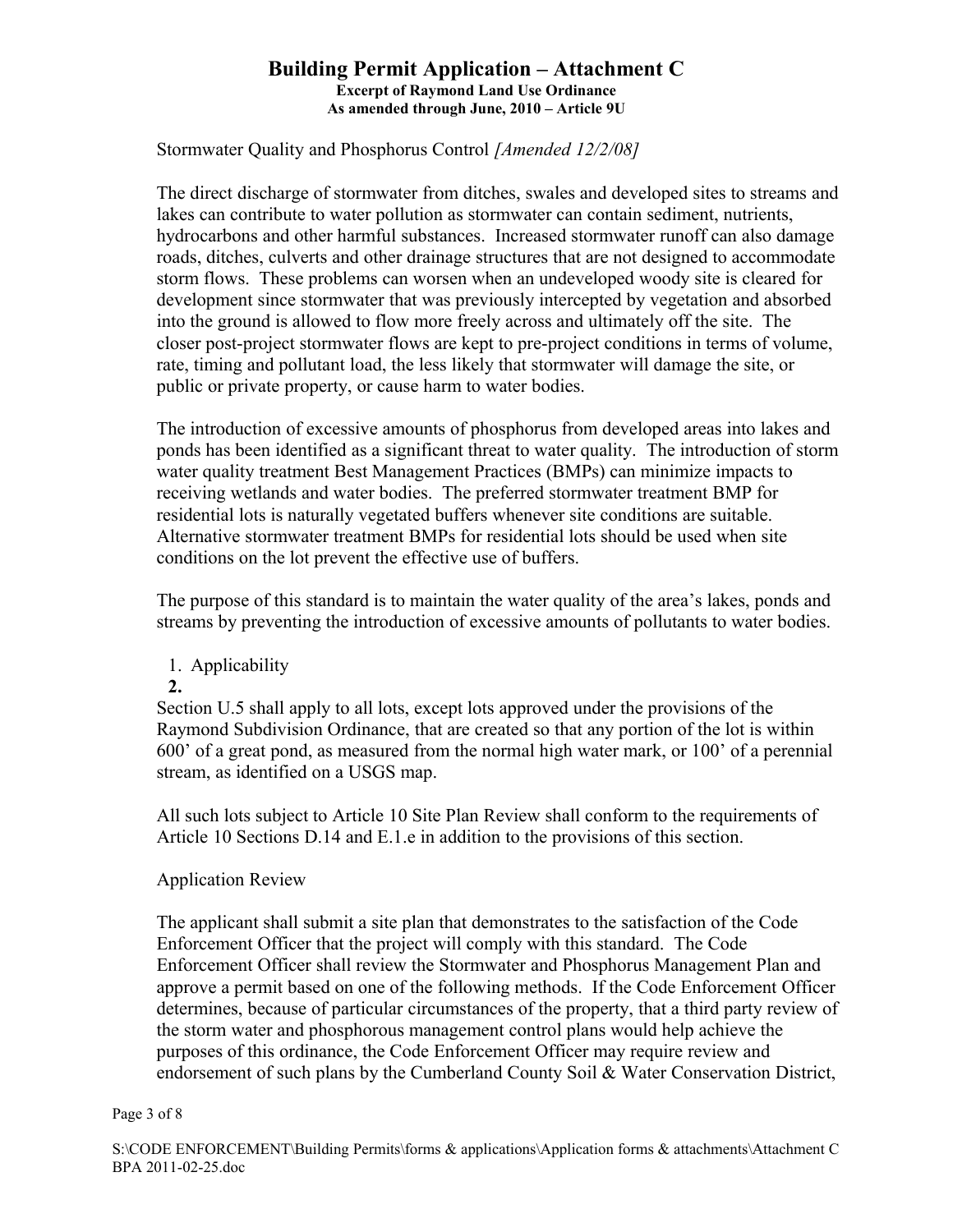# Building Permit Application – Attachment C

**Excerpt of Raymond Land Use Ordinance**
**As amended through June, 2010 – Article 9U**

Stormwater Quality and Phosphorus Control *[Amended 12/2/08]*

The direct discharge of stormwater from ditches, swales and developed sites to streams and lakes can contribute to water pollution as stormwater can contain sediment, nutrients, hydrocarbons and other harmful substances. Increased stormwater runoff can also damage roads, ditches, culverts and other drainage structures that are not designed to accommodate storm flows. These problems can worsen when an undeveloped woody site is cleared for development since stormwater that was previously intercepted by vegetation and absorbed into the ground is allowed to flow more freely across and ultimately off the site. The closer post-project stormwater flows are kept to pre-project conditions in terms of volume, rate, timing and pollutant load, the less likely that stormwater will damage the site, or public or private property, or cause harm to water bodies.

The introduction of excessive amounts of phosphorus from developed areas into lakes and ponds has been identified as a significant threat to water quality. The introduction of storm water quality treatment Best Management Practices (BMPs) can minimize impacts to receiving wetlands and water bodies. The preferred stormwater treatment BMP for residential lots is naturally vegetated buffers whenever site conditions are suitable. Alternative stormwater treatment BMPs for residential lots should be used when site conditions on the lot prevent the effective use of buffers.

The purpose of this standard is to maintain the water quality of the area's lakes, ponds and streams by preventing the introduction of excessive amounts of pollutants to water bodies.

1. Applicability
2.

Section U.5 shall apply to all lots, except lots approved under the provisions of the Raymond Subdivision Ordinance, that are created so that any portion of the lot is within 600' of a great pond, as measured from the normal high water mark, or 100' of a perennial stream, as identified on a USGS map.

All such lots subject to Article 10 Site Plan Review shall conform to the requirements of Article 10 Sections D.14 and E.1.e in addition to the provisions of this section.

Application Review

The applicant shall submit a site plan that demonstrates to the satisfaction of the Code Enforcement Officer that the project will comply with this standard. The Code Enforcement Officer shall review the Stormwater and Phosphorus Management Plan and approve a permit based on one of the following methods. If the Code Enforcement Officer determines, because of particular circumstances of the property, that a third party review of the storm water and phosphorous management control plans would help achieve the purposes of this ordinance, the Code Enforcement Officer may require review and endorsement of such plans by the Cumberland County Soil & Water Conservation District,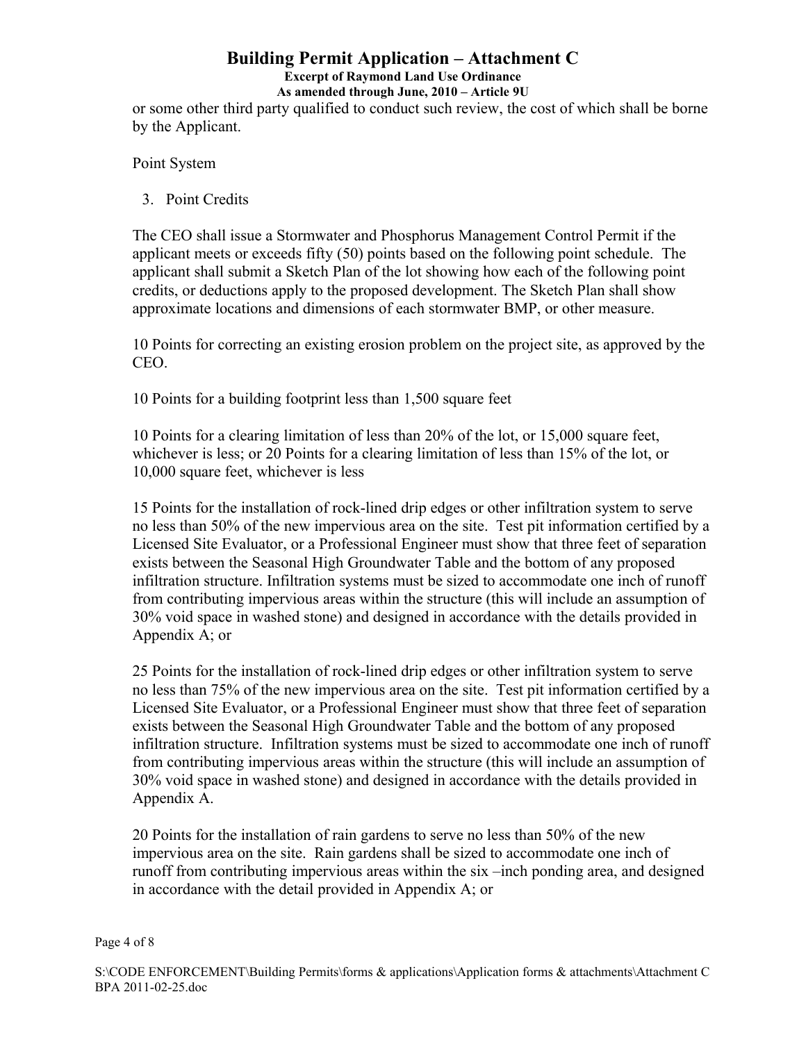or some other third party qualified to conduct such review, the cost of which shall be borne by the Applicant.

Point System

3. Point Credits

The CEO shall issue a Stormwater and Phosphorus Management Control Permit if the applicant meets or exceeds fifty (50) points based on the following point schedule. The applicant shall submit a Sketch Plan of the lot showing how each of the following point credits, or deductions apply to the proposed development. The Sketch Plan shall show approximate locations and dimensions of each stormwater BMP, or other measure.

10 Points for correcting an existing erosion problem on the project site, as approved by the CEO.

10 Points for a building footprint less than 1,500 square feet

10 Points for a clearing limitation of less than 20% of the lot, or 15,000 square feet, whichever is less; or 20 Points for a clearing limitation of less than 15% of the lot, or 10,000 square feet, whichever is less

15 Points for the installation of rock-lined drip edges or other infiltration system to serve no less than 50% of the new impervious area on the site. Test pit information certified by a Licensed Site Evaluator, or a Professional Engineer must show that three feet of separation exists between the Seasonal High Groundwater Table and the bottom of any proposed infiltration structure. Infiltration systems must be sized to accommodate one inch of runoff from contributing impervious areas within the structure (this will include an assumption of 30% void space in washed stone) and designed in accordance with the details provided in Appendix A; or

25 Points for the installation of rock-lined drip edges or other infiltration system to serve no less than 75% of the new impervious area on the site. Test pit information certified by a Licensed Site Evaluator, or a Professional Engineer must show that three feet of separation exists between the Seasonal High Groundwater Table and the bottom of any proposed infiltration structure. Infiltration systems must be sized to accommodate one inch of runoff from contributing impervious areas within the structure (this will include an assumption of 30% void space in washed stone) and designed in accordance with the details provided in Appendix A.

20 Points for the installation of rain gardens to serve no less than 50% of the new impervious area on the site. Rain gardens shall be sized to accommodate one inch of runoff from contributing impervious areas within the six –inch ponding area, and designed in accordance with the detail provided in Appendix A; or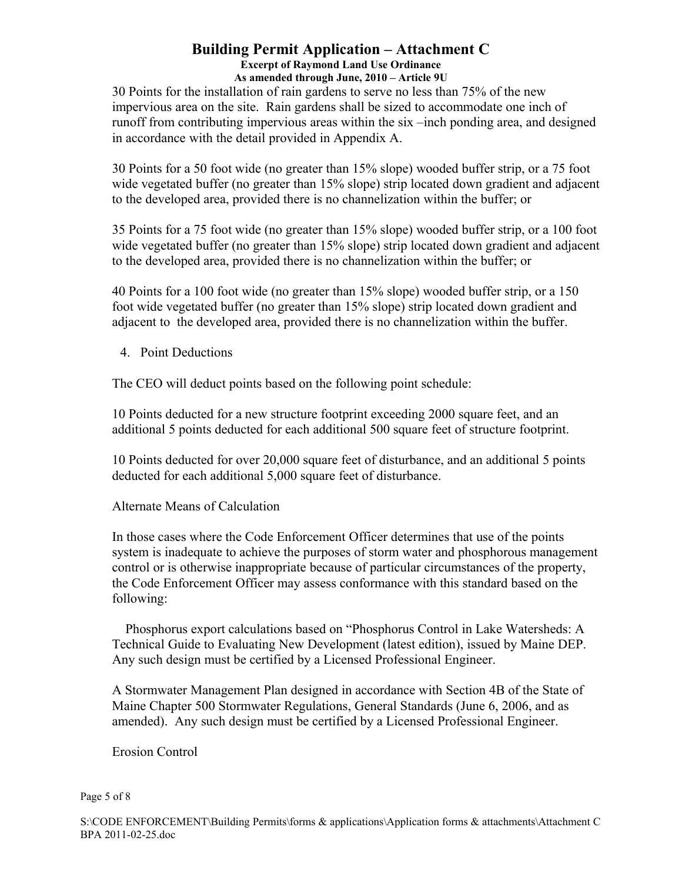30 Points for the installation of rain gardens to serve no less than 75% of the new impervious area on the site. Rain gardens shall be sized to accommodate one inch of runoff from contributing impervious areas within the six –inch ponding area, and designed in accordance with the detail provided in Appendix A.

30 Points for a 50 foot wide (no greater than 15% slope) wooded buffer strip, or a 75 foot wide vegetated buffer (no greater than 15% slope) strip located down gradient and adjacent to the developed area, provided there is no channelization within the buffer; or

35 Points for a 75 foot wide (no greater than 15% slope) wooded buffer strip, or a 100 foot wide vegetated buffer (no greater than 15% slope) strip located down gradient and adjacent to the developed area, provided there is no channelization within the buffer; or

40 Points for a 100 foot wide (no greater than 15% slope) wooded buffer strip, or a 150 foot wide vegetated buffer (no greater than 15% slope) strip located down gradient and adjacent to the developed area, provided there is no channelization within the buffer.

4. Point Deductions

The CEO will deduct points based on the following point schedule:

10 Points deducted for a new structure footprint exceeding 2000 square feet, and an additional 5 points deducted for each additional 500 square feet of structure footprint.

10 Points deducted for over 20,000 square feet of disturbance, and an additional 5 points deducted for each additional 5,000 square feet of disturbance.

Alternate Means of Calculation

In those cases where the Code Enforcement Officer determines that use of the points system is inadequate to achieve the purposes of storm water and phosphorous management control or is otherwise inappropriate because of particular circumstances of the property, the Code Enforcement Officer may assess conformance with this standard based on the following:

Phosphorus export calculations based on "Phosphorus Control in Lake Watersheds: A Technical Guide to Evaluating New Development (latest edition), issued by Maine DEP. Any such design must be certified by a Licensed Professional Engineer.

A Stormwater Management Plan designed in accordance with Section 4B of the State of Maine Chapter 500 Stormwater Regulations, General Standards (June 6, 2006, and as amended). Any such design must be certified by a Licensed Professional Engineer.

Erosion Control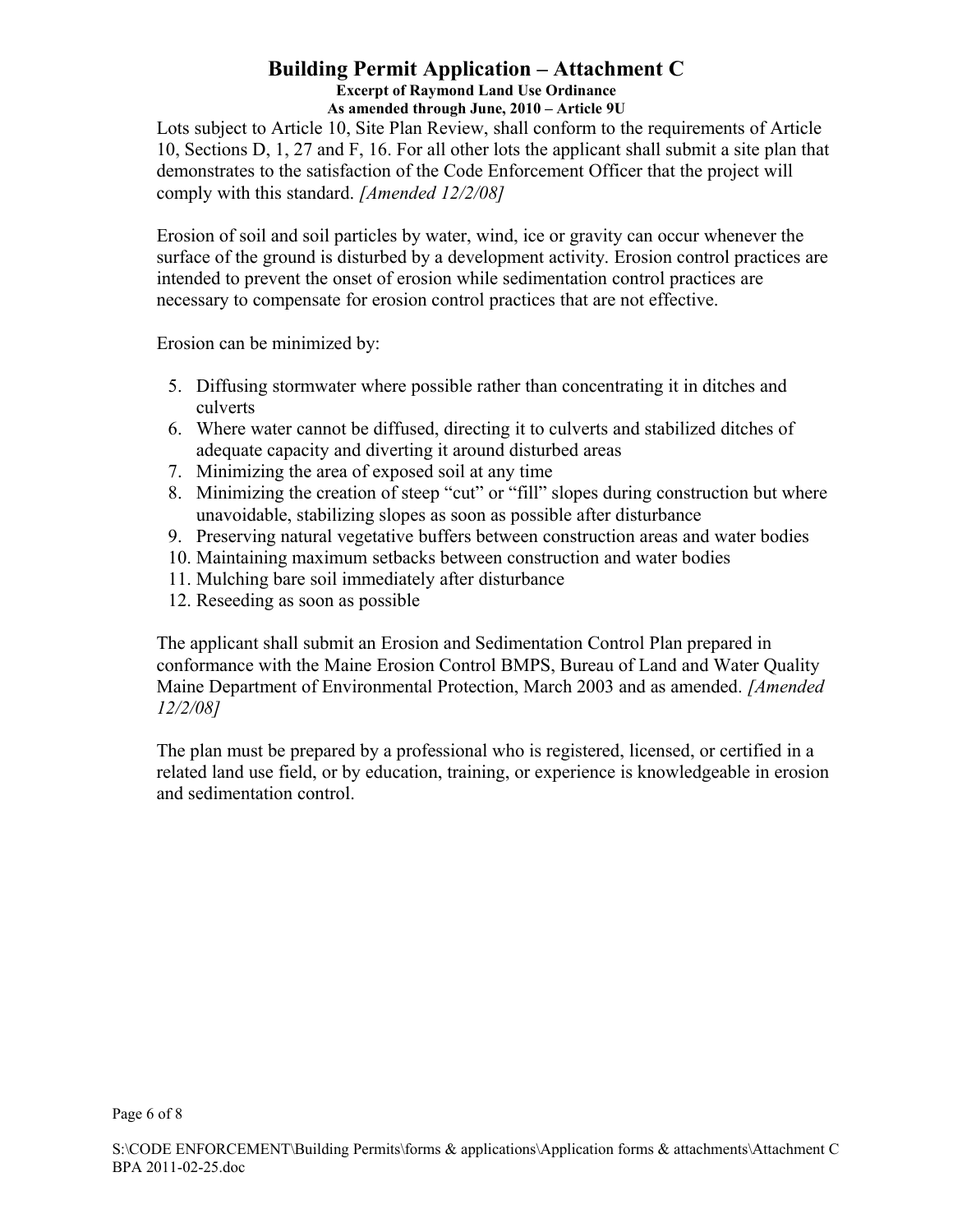# Building Permit Application – Attachment C

**Excerpt of Raymond Land Use Ordinance**
**As amended through June, 2010 – Article 9U**

Lots subject to Article 10, Site Plan Review, shall conform to the requirements of Article 10, Sections D, 1, 27 and F, 16. For all other lots the applicant shall submit a site plan that demonstrates to the satisfaction of the Code Enforcement Officer that the project will comply with this standard. *[Amended 12/2/08]*

Erosion of soil and soil particles by water, wind, ice or gravity can occur whenever the surface of the ground is disturbed by a development activity. Erosion control practices are intended to prevent the onset of erosion while sedimentation control practices are necessary to compensate for erosion control practices that are not effective.

Erosion can be minimized by:

5. Diffusing stormwater where possible rather than concentrating it in ditches and culverts
6. Where water cannot be diffused, directing it to culverts and stabilized ditches of adequate capacity and diverting it around disturbed areas
7. Minimizing the area of exposed soil at any time
8. Minimizing the creation of steep "cut" or "fill" slopes during construction but where unavoidable, stabilizing slopes as soon as possible after disturbance
9. Preserving natural vegetative buffers between construction areas and water bodies
10. Maintaining maximum setbacks between construction and water bodies
11. Mulching bare soil immediately after disturbance
12. Reseeding as soon as possible

The applicant shall submit an Erosion and Sedimentation Control Plan prepared in conformance with the Maine Erosion Control BMPS, Bureau of Land and Water Quality Maine Department of Environmental Protection, March 2003 and as amended. *[Amended 12/2/08]*

The plan must be prepared by a professional who is registered, licensed, or certified in a related land use field, or by education, training, or experience is knowledgeable in erosion and sedimentation control.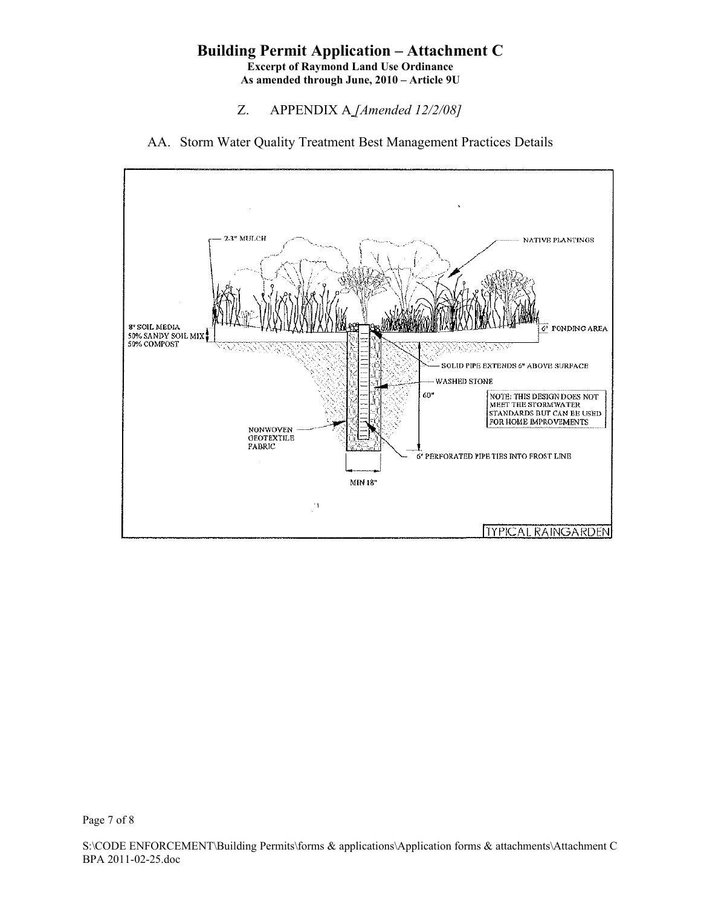# Building Permit Application – Attachment C

**Excerpt of Raymond Land Use Ordinance**
**As amended through June, 2010 – Article 9U**

Z. APPENDIX A *[Amended 12/2/08]*

AA. Storm Water Quality Treatment Best Management Practices Details

2-3" MULCH

NATIVE PLANTINGS

8" SOIL MEDIA
50% SANDY SOIL MIX
50% COMPOST

6" PONDING AREA

SOLID PIPE EXTENDS 6" ABOVE SURFACE

WASHED STONE

60"

NOTE: THIS DESIGN DOES NOT MEET THE STORMWATER STANDARDS BUT CAN BE USED FOR HOME IMPROVEMENTS

NONWOVEN GEOTEXTILE FABRIC

6" PERFORATED PIPE TIES INTO FROST LINE

MIN 18"

TYPICAL RAINGARDEN

S:\CODE ENFORCEMENT\Building Permits\forms & applications\Application forms & attachments\Attachment C BPA 2011-02-25.doc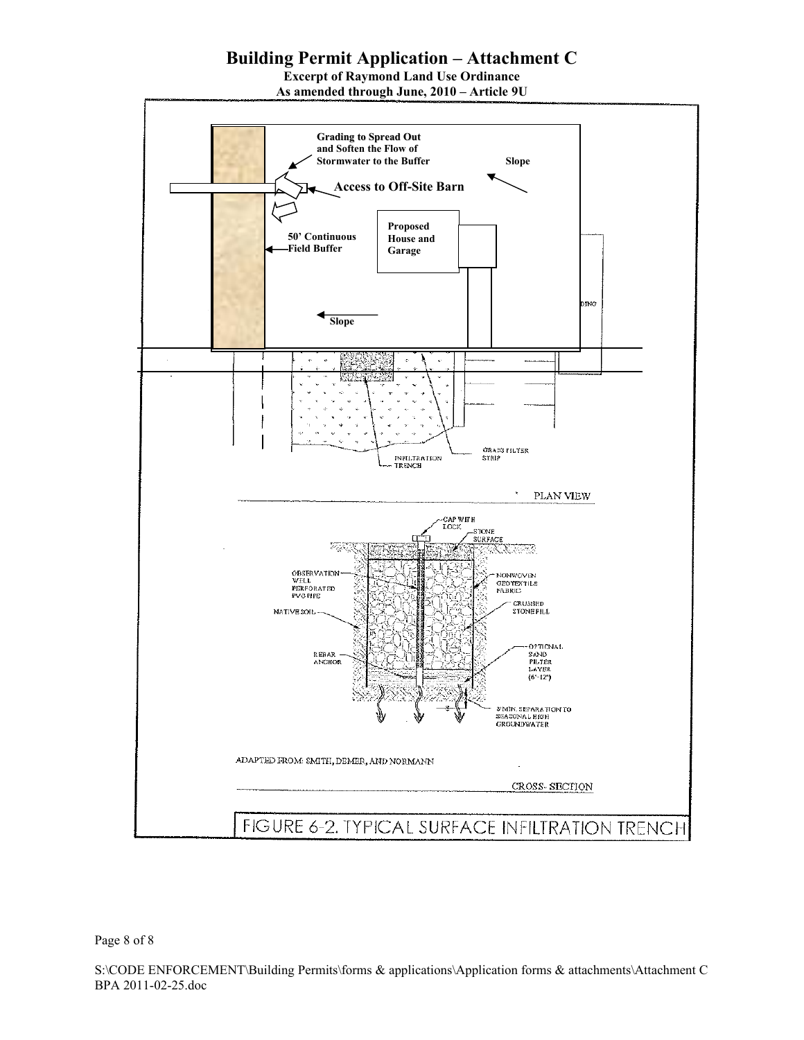# Building Permit Application – Attachment C

**Excerpt of Raymond Land Use Ordinance**
**As amended through June, 2010 – Article 9U**

Grading to Spread Out and Soften the Flow of Stormwater to the Buffer

Slope

Access to Off-Site Barn

Proposed House and Garage

50' Continuous Field Buffer

Slope

INFILTRATION TRENCH

GRASS FILTER STRIP

PLAN VIEW

CAP WITH LOCK

STONE SURFACE

OBSERVATION WELL PERFORATED PVC PIPE

NONWOVEN GEOTEXTILE FABRIC

NATIVE SOIL

CRUSHED STONE FILL

REBAR ANCHOR

OPTIONAL SAND FILTER LAYER (6"-12")

3' MIN. SEPARATION TO SEASONAL HIGH GROUNDWATER

ADAPTED FROM: SMITH, DEMER, AND NORMANN

CROSS-SECTION

FIGURE 6-2. TYPICAL SURFACE INFILTRATION TRENCH

S:\CODE ENFORCEMENT\Building Permits\forms & applications\Application forms & attachments\Attachment C BPA 2011-02-25.doc